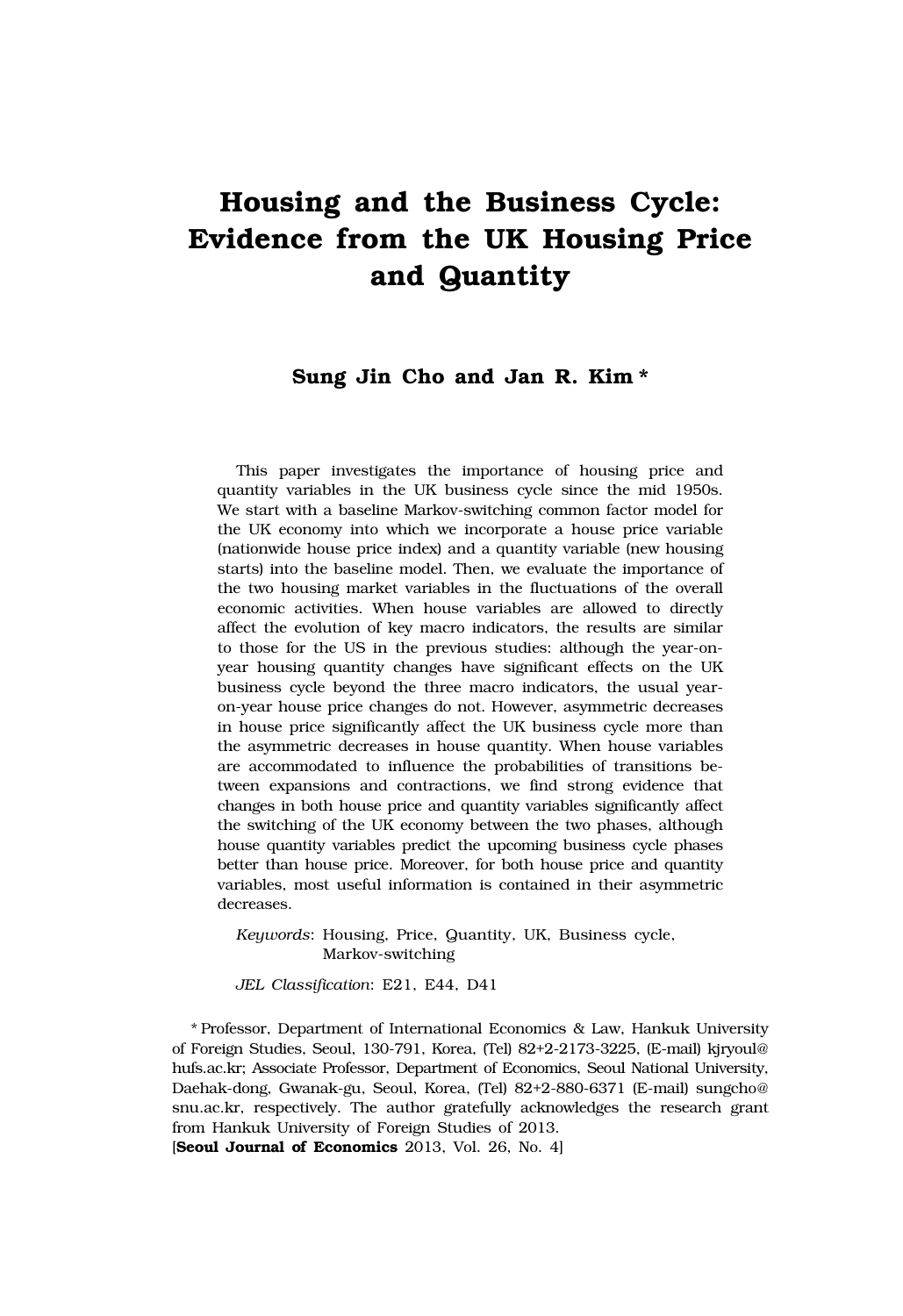# Housing and the Business Cycle: Evidence from the UK Housing Price and Quantity

**Sung Jin Cho and Jan R. Kim \***

This paper investigates the importance of housing price and quantity variables in the UK business cycle since the mid 1950s. We start with a baseline Markov-switching common factor model for the UK economy into which we incorporate a house price variable (nationwide house price index) and a quantity variable (new housing starts) into the baseline model. Then, we evaluate the importance of the two housing market variables in the fluctuations of the overall economic activities. When house variables are allowed to directly affect the evolution of key macro indicators, the results are similar to those for the US in the previous studies: although the year-on-year housing quantity changes have significant effects on the UK business cycle beyond the three macro indicators, the usual year-on-year house price changes do not. However, asymmetric decreases in house price significantly affect the UK business cycle more than the asymmetric decreases in house quantity. When house variables are accommodated to influence the probabilities of transitions between expansions and contractions, we find strong evidence that changes in both house price and quantity variables significantly affect the switching of the UK economy between the two phases, although house quantity variables predict the upcoming business cycle phases better than house price. Moreover, for both house price and quantity variables, most useful information is contained in their asymmetric decreases.

*Keywords*: Housing, Price, Quantity, UK, Business cycle, Markov-switching

*JEL Classification*: E21, E44, D41

\* Professor, Department of International Economics & Law, Hankuk University of Foreign Studies, Seoul, 130-791, Korea, (Tel) 82+2-2173-3225, (E-mail) kjryoul@hufs.ac.kr; Associate Professor, Department of Economics, Seoul National University, Daehak-dong, Gwanak-gu, Seoul, Korea, (Tel) 82+2-880-6371 (E-mail) sungcho@snu.ac.kr, respectively. The author gratefully acknowledges the research grant from Hankuk University of Foreign Studies of 2013.

[**Seoul Journal of Economics** 2013, Vol. 26, No. 4]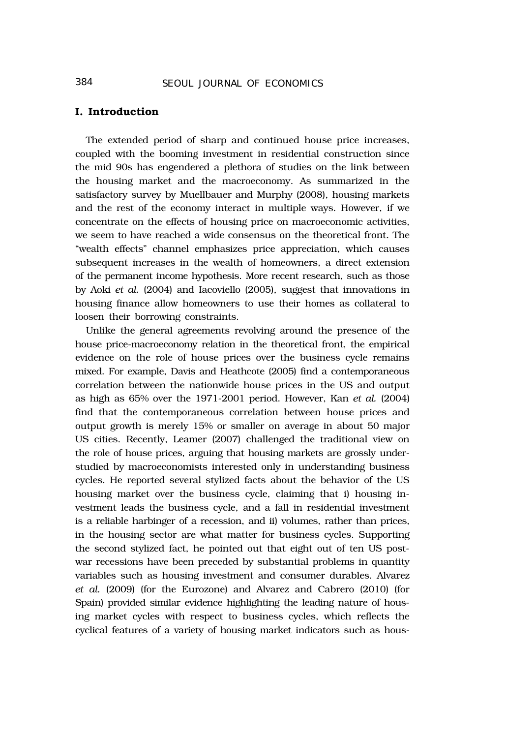## I. Introduction

The extended period of sharp and continued house price increases, coupled with the booming investment in residential construction since the mid 90s has engendered a plethora of studies on the link between the housing market and the macroeconomy. As summarized in the satisfactory survey by Muellbauer and Murphy (2008), housing markets and the rest of the economy interact in multiple ways. However, if we concentrate on the effects of housing price on macroeconomic activities, we seem to have reached a wide consensus on the theoretical front. The "wealth effects" channel emphasizes price appreciation, which causes subsequent increases in the wealth of homeowners, a direct extension of the permanent income hypothesis. More recent research, such as those by Aoki *et al.* (2004) and Iacoviello (2005), suggest that innovations in housing finance allow homeowners to use their homes as collateral to loosen their borrowing constraints.

Unlike the general agreements revolving around the presence of the house price-macroeconomy relation in the theoretical front, the empirical evidence on the role of house prices over the business cycle remains mixed. For example, Davis and Heathcote (2005) find a contemporaneous correlation between the nationwide house prices in the US and output as high as 65% over the 1971-2001 period. However, Kan *et al.* (2004) find that the contemporaneous correlation between house prices and output growth is merely 15% or smaller on average in about 50 major US cities. Recently, Leamer (2007) challenged the traditional view on the role of house prices, arguing that housing markets are grossly under-studied by macroeconomists interested only in understanding business cycles. He reported several stylized facts about the behavior of the US housing market over the business cycle, claiming that i) housing investment leads the business cycle, and a fall in residential investment is a reliable harbinger of a recession, and ii) volumes, rather than prices, in the housing sector are what matter for business cycles. Supporting the second stylized fact, he pointed out that eight out of ten US post-war recessions have been preceded by substantial problems in quantity variables such as housing investment and consumer durables. Alvarez *et al.* (2009) (for the Eurozone) and Alvarez and Cabrero (2010) (for Spain) provided similar evidence highlighting the leading nature of housing market cycles with respect to business cycles, which reflects the cyclical features of a variety of housing market indicators such as hous-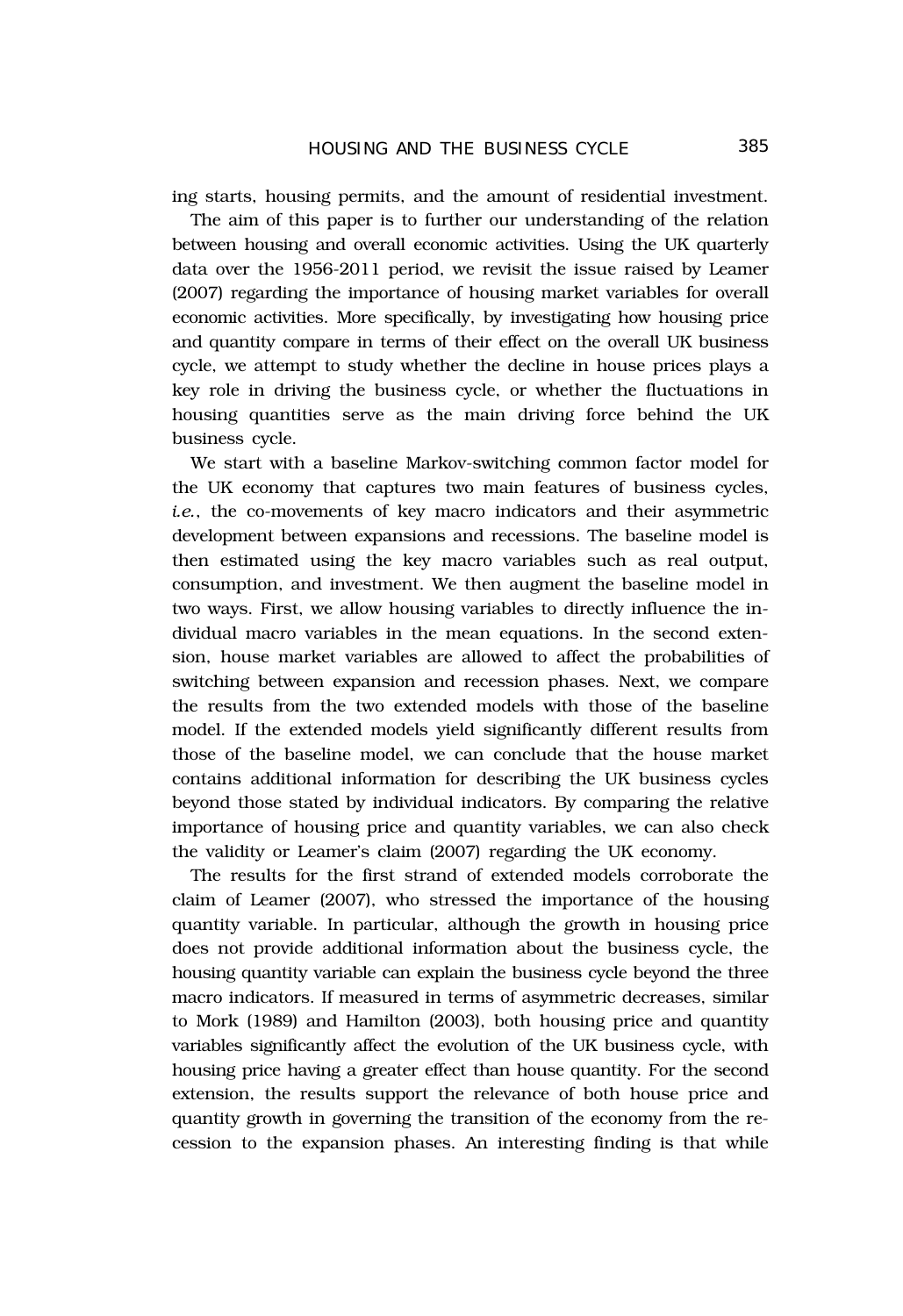ing starts, housing permits, and the amount of residential investment.

The aim of this paper is to further our understanding of the relation between housing and overall economic activities. Using the UK quarterly data over the 1956-2011 period, we revisit the issue raised by Leamer (2007) regarding the importance of housing market variables for overall economic activities. More specifically, by investigating how housing price and quantity compare in terms of their effect on the overall UK business cycle, we attempt to study whether the decline in house prices plays a key role in driving the business cycle, or whether the fluctuations in housing quantities serve as the main driving force behind the UK business cycle.

We start with a baseline Markov-switching common factor model for the UK economy that captures two main features of business cycles, *i.e.*, the co-movements of key macro indicators and their asymmetric development between expansions and recessions. The baseline model is then estimated using the key macro variables such as real output, consumption, and investment. We then augment the baseline model in two ways. First, we allow housing variables to directly influence the individual macro variables in the mean equations. In the second extension, house market variables are allowed to affect the probabilities of switching between expansion and recession phases. Next, we compare the results from the two extended models with those of the baseline model. If the extended models yield significantly different results from those of the baseline model, we can conclude that the house market contains additional information for describing the UK business cycles beyond those stated by individual indicators. By comparing the relative importance of housing price and quantity variables, we can also check the validity or Leamer's claim (2007) regarding the UK economy.

The results for the first strand of extended models corroborate the claim of Leamer (2007), who stressed the importance of the housing quantity variable. In particular, although the growth in housing price does not provide additional information about the business cycle, the housing quantity variable can explain the business cycle beyond the three macro indicators. If measured in terms of asymmetric decreases, similar to Mork (1989) and Hamilton (2003), both housing price and quantity variables significantly affect the evolution of the UK business cycle, with housing price having a greater effect than house quantity. For the second extension, the results support the relevance of both house price and quantity growth in governing the transition of the economy from the recession to the expansion phases. An interesting finding is that while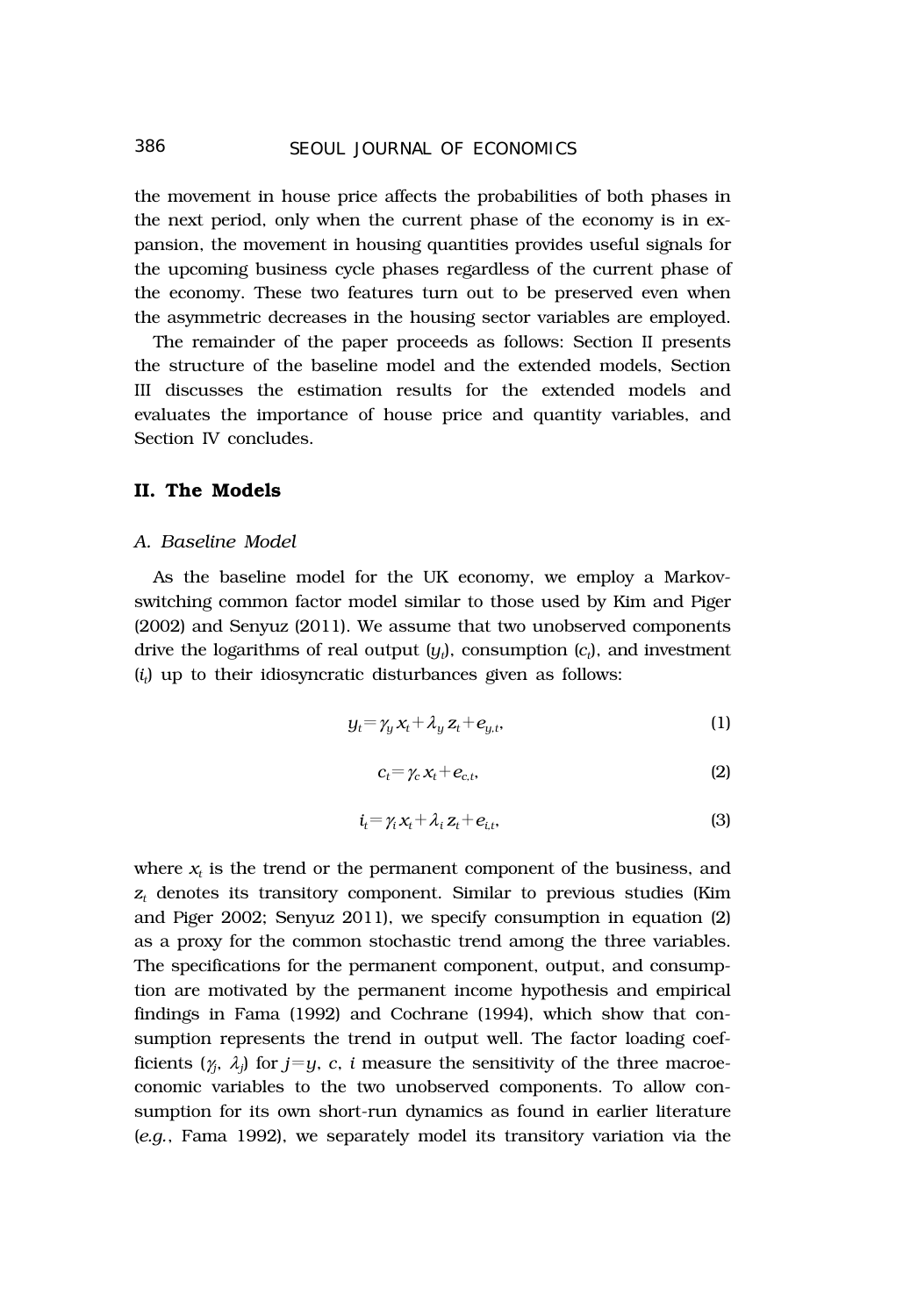the movement in house price affects the probabilities of both phases in the next period, only when the current phase of the economy is in expansion, the movement in housing quantities provides useful signals for the upcoming business cycle phases regardless of the current phase of the economy. These two features turn out to be preserved even when the asymmetric decreases in the housing sector variables are employed.

The remainder of the paper proceeds as follows: Section II presents the structure of the baseline model and the extended models, Section III discusses the estimation results for the extended models and evaluates the importance of house price and quantity variables, and Section IV concludes.

## II. The Models

### *A. Baseline Model*

As the baseline model for the UK economy, we employ a Markov-switching common factor model similar to those used by Kim and Piger (2002) and Senyuz (2011). We assume that two unobserved components drive the logarithms of real output ($y_t$), consumption ($c_t$), and investment ($i_t$) up to their idiosyncratic disturbances given as follows:

$$y_t = \gamma_y x_t + \lambda_y z_t + e_{y,t}, \tag{1}$$

$$c_t = \gamma_c x_t + e_{c,t}, \tag{2}$$

$$i_t = \gamma_i x_t + \lambda_i z_t + e_{i,t}, \tag{3}$$

where $x_t$ is the trend or the permanent component of the business, and $z_t$ denotes its transitory component. Similar to previous studies (Kim and Piger 2002; Senyuz 2011), we specify consumption in equation (2) as a proxy for the common stochastic trend among the three variables. The specifications for the permanent component, output, and consumption are motivated by the permanent income hypothesis and empirical findings in Fama (1992) and Cochrane (1994), which show that consumption represents the trend in output well. The factor loading coefficients ($\gamma_j$, $\lambda_j$) for $j = y$, $c$, $i$ measure the sensitivity of the three macroeconomic variables to the two unobserved components. To allow consumption for its own short-run dynamics as found in earlier literature (*e.g.*, Fama 1992), we separately model its transitory variation via the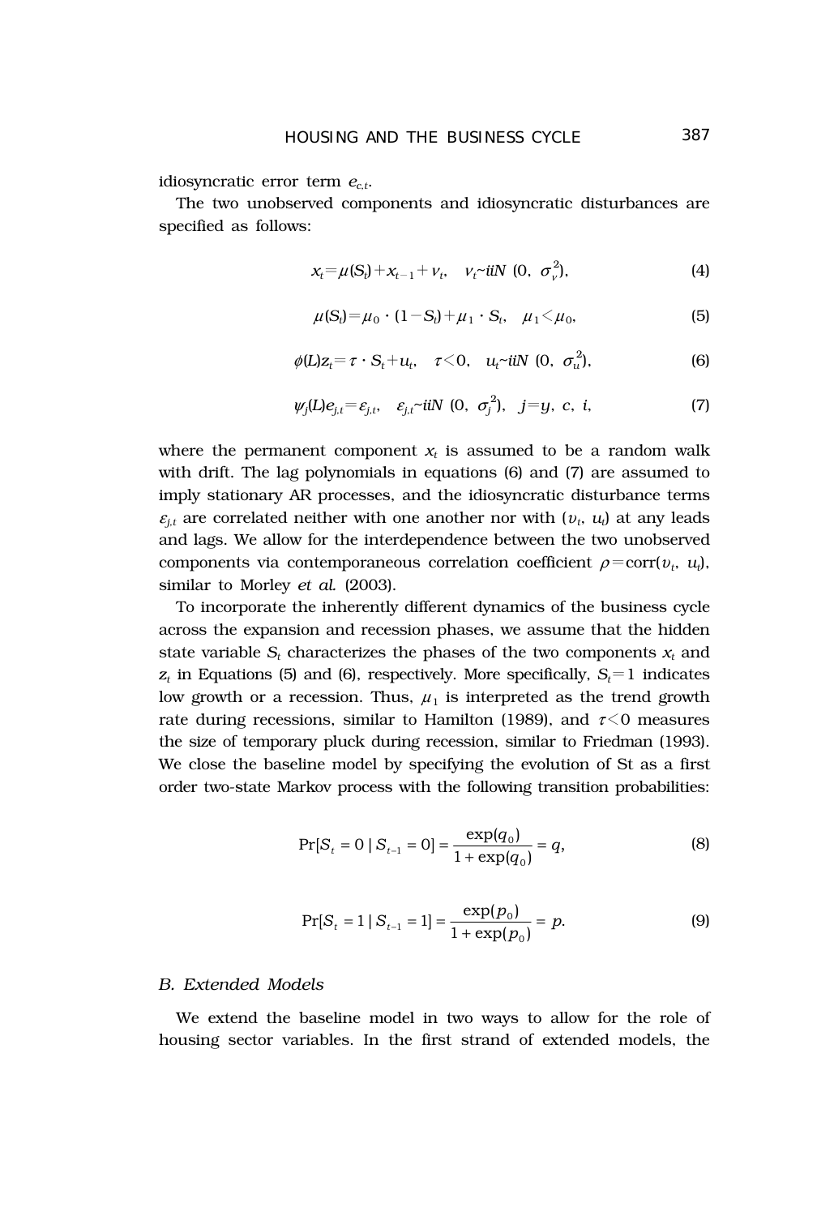idiosyncratic error term $e_{c,t}$.

The two unobserved components and idiosyncratic disturbances are specified as follows:

$$x_t = \mu(S_t) + x_{t-1} + v_t, \quad v_t \sim iiN\ (0,\ \sigma_v^2), \tag{4}$$

$$\mu(S_t) = \mu_0 \cdot (1 - S_t) + \mu_1 \cdot S_t, \quad \mu_1 < \mu_0, \tag{5}$$

$$\phi(L) z_t = \tau \cdot S_t + u_t, \quad \tau < 0, \quad u_t \sim iiN\ (0,\ \sigma_u^2), \tag{6}$$

$$\psi_j(L) e_{j,t} = \varepsilon_{j,t}, \quad \varepsilon_{j,t} \sim iiN\ (0,\ \sigma_j^2), \quad j = y,\ c,\ i, \tag{7}$$

where the permanent component $x_t$ is assumed to be a random walk with drift. The lag polynomials in equations (6) and (7) are assumed to imply stationary AR processes, and the idiosyncratic disturbance terms $\varepsilon_{j,t}$ are correlated neither with one another nor with ($v_t$, $u_t$) at any leads and lags. We allow for the interdependence between the two unobserved components via contemporaneous correlation coefficient $\rho = \text{corr}(v_t, u_t)$, similar to Morley *et al.* (2003).

To incorporate the inherently different dynamics of the business cycle across the expansion and recession phases, we assume that the hidden state variable $S_t$ characterizes the phases of the two components $x_t$ and $z_t$ in Equations (5) and (6), respectively. More specifically, $S_t = 1$ indicates low growth or a recession. Thus, $\mu_1$ is interpreted as the trend growth rate during recessions, similar to Hamilton (1989), and $\tau < 0$ measures the size of temporary pluck during recession, similar to Friedman (1993). We close the baseline model by specifying the evolution of St as a first order two-state Markov process with the following transition probabilities:

$$\Pr[S_t = 0 \mid S_{t-1} = 0] = \frac{\exp(q_0)}{1 + \exp(q_0)} = q, \tag{8}$$

$$\Pr[S_t = 1 \mid S_{t-1} = 1] = \frac{\exp(p_0)}{1 + \exp(p_0)} = p. \tag{9}$$

### *B. Extended Models*

We extend the baseline model in two ways to allow for the role of housing sector variables. In the first strand of extended models, the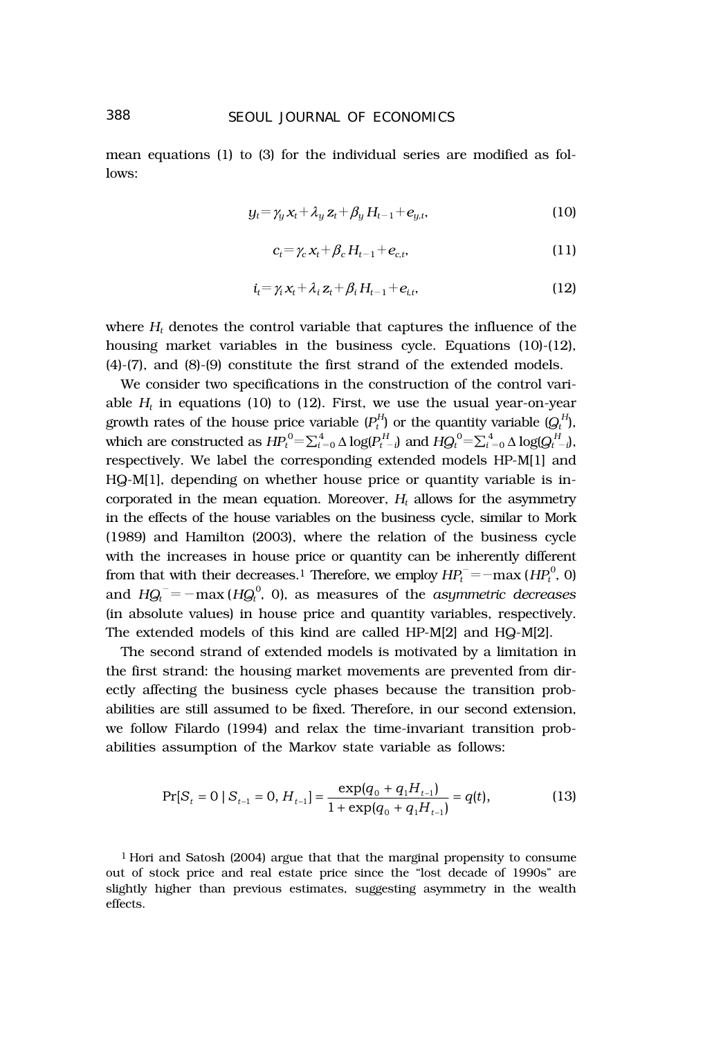mean equations (1) to (3) for the individual series are modified as follows:

$$y_t = \gamma_y x_t + \lambda_y z_t + \beta_y H_{t-1} + e_{y,t}, \tag{10}$$

$$c_t = \gamma_c x_t + \beta_c H_{t-1} + e_{c,t}, \tag{11}$$

$$i_t = \gamma_i x_t + \lambda_i z_t + \beta_i H_{t-1} + e_{i,t}, \tag{12}$$

where $H_t$ denotes the control variable that captures the influence of the housing market variables in the business cycle. Equations (10)-(12), (4)-(7), and (8)-(9) constitute the first strand of the extended models.

We consider two specifications in the construction of the control variable $H_t$ in equations (10) to (12). First, we use the usual year-on-year growth rates of the house price variable ($P_t^H$) or the quantity variable ($Q_t^H$), which are constructed as $HP_t^0 = \sum_{i=0}^{4} \Delta \log(P_{t-i}^H)$ and $HQ_t^0 = \sum_{i=0}^{4} \Delta \log(Q_{t-i}^H)$, respectively. We label the corresponding extended models HP-M[1] and HQ-M[1], depending on whether house price or quantity variable is incorporated in the mean equation. Moreover, $H_t$ allows for the asymmetry in the effects of the house variables on the business cycle, similar to Mork (1989) and Hamilton (2003), where the relation of the business cycle with the increases in house price or quantity can be inherently different from that with their decreases.[1] Therefore, we employ $HP_t^- = -\max(HP_t^0, 0)$ and $HQ_t^- = -\max(HQ_t^0, 0)$, as measures of the *asymmetric decreases* (in absolute values) in house price and quantity variables, respectively. The extended models of this kind are called HP-M[2] and HQ-M[2].

The second strand of extended models is motivated by a limitation in the first strand: the housing market movements are prevented from directly affecting the business cycle phases because the transition probabilities are still assumed to be fixed. Therefore, in our second extension, we follow Filardo (1994) and relax the time-invariant transition probabilities assumption of the Markov state variable as follows:

$$\Pr[S_t = 0 \mid S_{t-1} = 0, H_{t-1}] = \frac{\exp(q_0 + q_1 H_{t-1})}{1 + \exp(q_0 + q_1 H_{t-1})} = q(t), \tag{13}$$

[1] Hori and Satosh (2004) argue that that the marginal propensity to consume out of stock price and real estate price since the "lost decade of 1990s" are slightly higher than previous estimates, suggesting asymmetry in the wealth effects.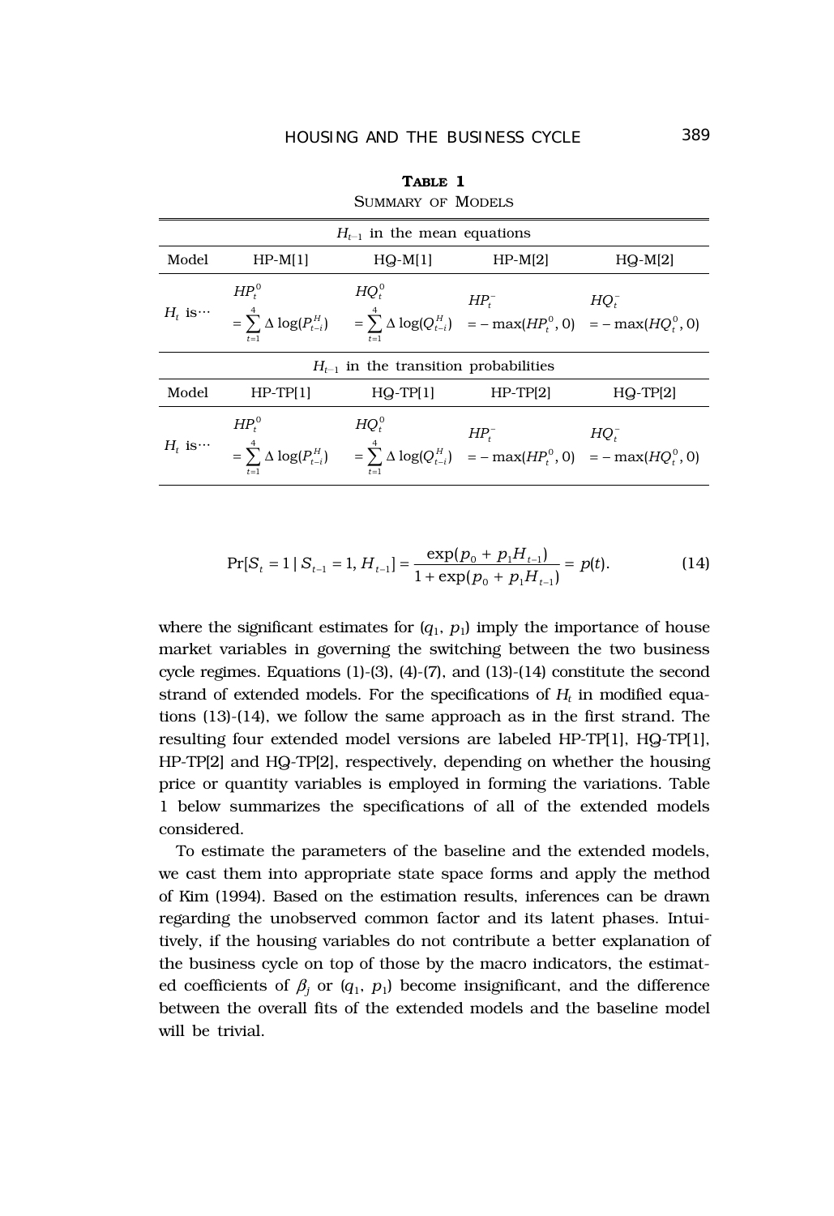**TABLE 1**

SUMMARY OF MODELS

| $H_{t-1}$ in the mean equations | | | | |
|---|---|---|---|---|
| Model | HP-M[1] | HQ-M[1] | HP-M[2] | HQ-M[2] |
| $H_t$ is··· | $HP_t^0 = \sum_{t=1}^{4} \Delta \log(P_{t-i}^H)$ | $HQ_t^0 = \sum_{t=1}^{4} \Delta \log(Q_{t-i}^H)$ | $HP_t^- = -\max(HP_t^0, 0)$ | $HQ_t^- = -\max(HQ_t^0, 0)$ |
| **$H_{t-1}$ in the transition probabilities** | | | | |
| Model | HP-TP[1] | HQ-TP[1] | HP-TP[2] | HQ-TP[2] |
| $H_t$ is··· | $HP_t^0 = \sum_{t=1}^{4} \Delta \log(P_{t-i}^H)$ | $HQ_t^0 = \sum_{t=1}^{4} \Delta \log(Q_{t-i}^H)$ | $HP_t^- = -\max(HP_t^0, 0)$ | $HQ_t^- = -\max(HQ_t^0, 0)$ |

$$\Pr[S_t = 1 \mid S_{t-1} = 1, H_{t-1}] = \frac{\exp(p_0 + p_1 H_{t-1})}{1 + \exp(p_0 + p_1 H_{t-1})} = p(t). \tag{14}$$

where the significant estimates for $(q_1, p_1)$ imply the importance of house market variables in governing the switching between the two business cycle regimes. Equations (1)-(3), (4)-(7), and (13)-(14) constitute the second strand of extended models. For the specifications of $H_t$ in modified equations (13)-(14), we follow the same approach as in the first strand. The resulting four extended model versions are labeled HP-TP[1], HQ-TP[1], HP-TP[2] and HQ-TP[2], respectively, depending on whether the housing price or quantity variables is employed in forming the variations. Table 1 below summarizes the specifications of all of the extended models considered.

To estimate the parameters of the baseline and the extended models, we cast them into appropriate state space forms and apply the method of Kim (1994). Based on the estimation results, inferences can be drawn regarding the unobserved common factor and its latent phases. Intuitively, if the housing variables do not contribute a better explanation of the business cycle on top of those by the macro indicators, the estimated coefficients of $\beta_j$ or $(q_1, p_1)$ become insignificant, and the difference between the overall fits of the extended models and the baseline model will be trivial.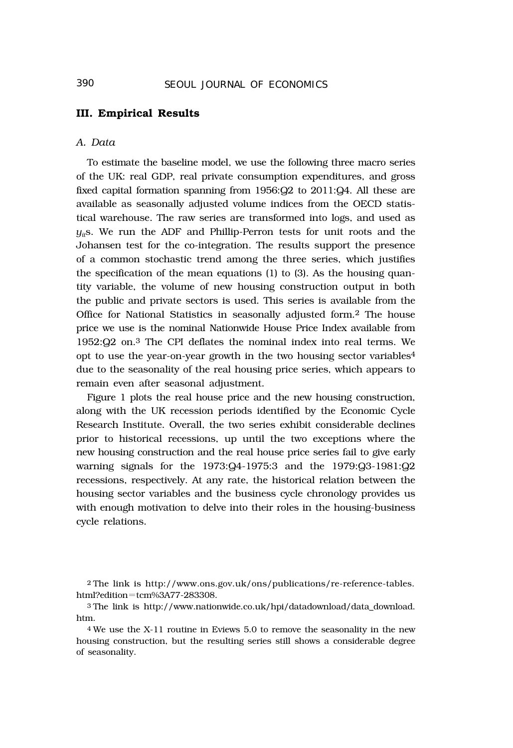## III. Empirical Results

### *A. Data*

To estimate the baseline model, we use the following three macro series of the UK: real GDP, real private consumption expenditures, and gross fixed capital formation spanning from 1956:Q2 to 2011:Q4. All these are available as seasonally adjusted volume indices from the OECD statistical warehouse. The raw series are transformed into logs, and used as $y_{it}$s. We run the ADF and Phillip-Perron tests for unit roots and the Johansen test for the co-integration. The results support the presence of a common stochastic trend among the three series, which justifies the specification of the mean equations (1) to (3). As the housing quantity variable, the volume of new housing construction output in both the public and private sectors is used. This series is available from the Office for National Statistics in seasonally adjusted form.[2] The house price we use is the nominal Nationwide House Price Index available from 1952:Q2 on.[3] The CPI deflates the nominal index into real terms. We opt to use the year-on-year growth in the two housing sector variables[4] due to the seasonality of the real housing price series, which appears to remain even after seasonal adjustment.

Figure 1 plots the real house price and the new housing construction, along with the UK recession periods identified by the Economic Cycle Research Institute. Overall, the two series exhibit considerable declines prior to historical recessions, up until the two exceptions where the new housing construction and the real house price series fail to give early warning signals for the 1973:Q4-1975:3 and the 1979:Q3-1981:Q2 recessions, respectively. At any rate, the historical relation between the housing sector variables and the business cycle chronology provides us with enough motivation to delve into their roles in the housing-business cycle relations.

[2] The link is http://www.ons.gov.uk/ons/publications/re-reference-tables.html?edition=tcm%3A77-283308.

[3] The link is http://www.nationwide.co.uk/hpi/datadownload/data_download.htm.

[4] We use the X-11 routine in Eviews 5.0 to remove the seasonality in the new housing construction, but the resulting series still shows a considerable degree of seasonality.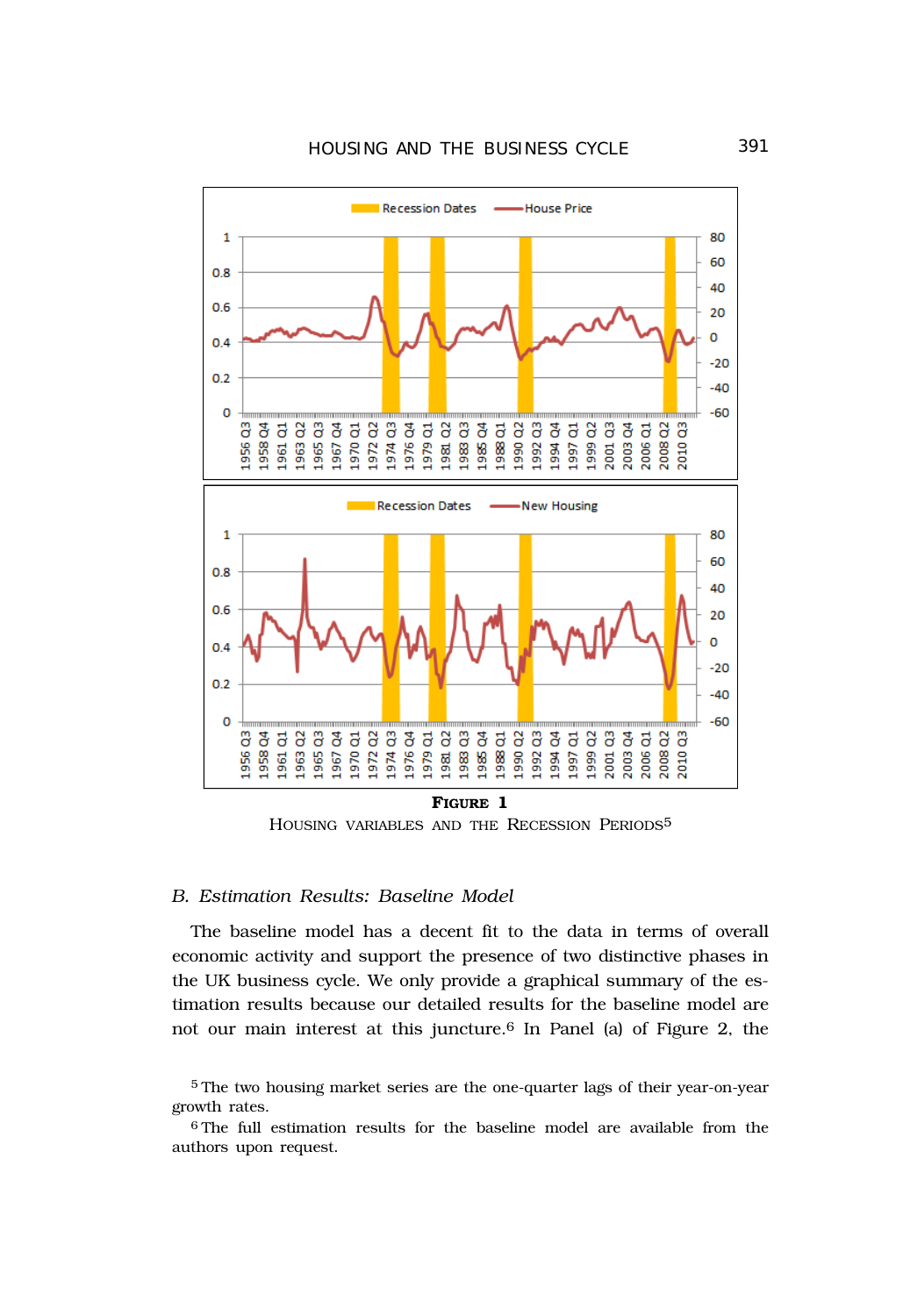**FIGURE 1**

HOUSING VARIABLES AND THE RECESSION PERIODS[5]

### B. Estimation Results: Baseline Model

The baseline model has a decent fit to the data in terms of overall economic activity and support the presence of two distinctive phases in the UK business cycle. We only provide a graphical summary of the estimation results because our detailed results for the baseline model are not our main interest at this juncture.[6] In Panel (a) of Figure 2, the

[5] The two housing market series are the one-quarter lags of their year-on-year growth rates.

[6] The full estimation results for the baseline model are available from the authors upon request.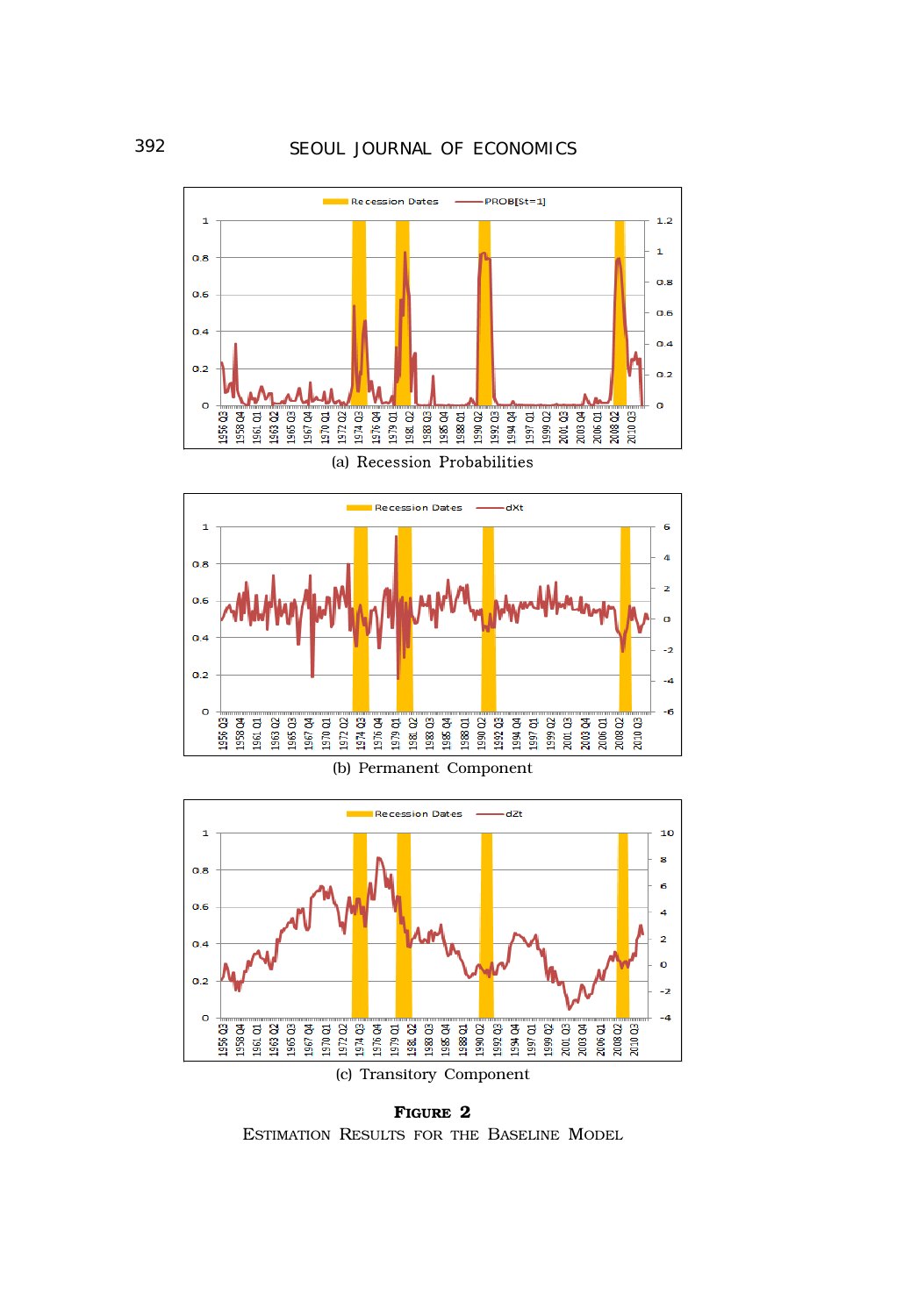(a) Recession Probabilities

(b) Permanent Component

(c) Transitory Component

**Figure 2**

Estimation Results for the Baseline Model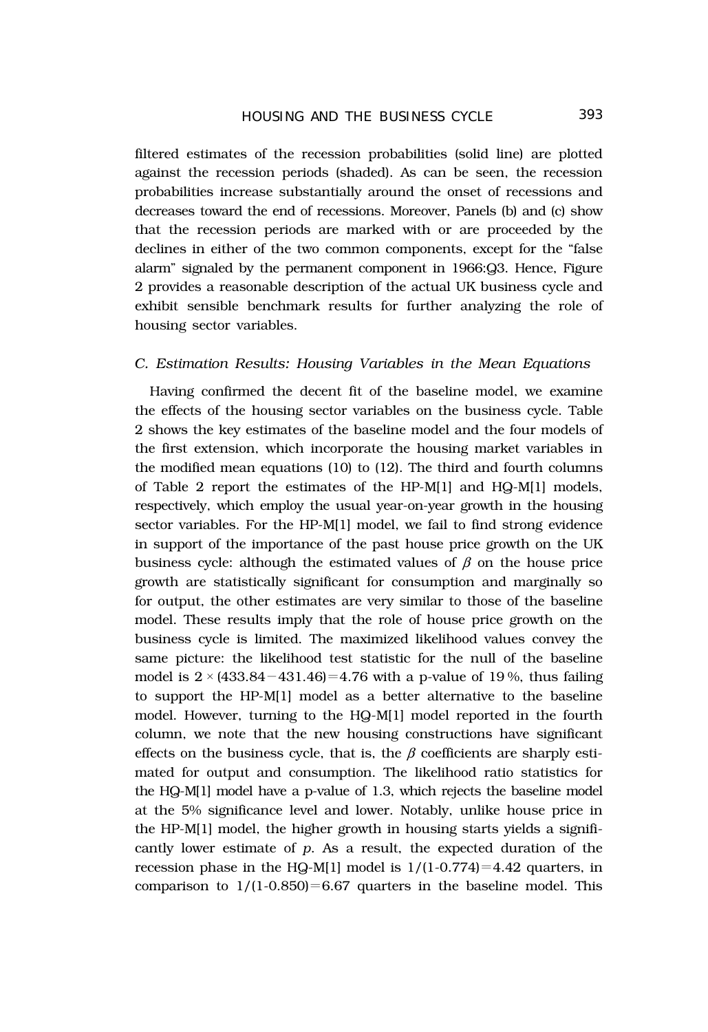filtered estimates of the recession probabilities (solid line) are plotted against the recession periods (shaded). As can be seen, the recession probabilities increase substantially around the onset of recessions and decreases toward the end of recessions. Moreover, Panels (b) and (c) show that the recession periods are marked with or are proceeded by the declines in either of the two common components, except for the "false alarm" signaled by the permanent component in 1966:Q3. Hence, Figure 2 provides a reasonable description of the actual UK business cycle and exhibit sensible benchmark results for further analyzing the role of housing sector variables.

### *C. Estimation Results: Housing Variables in the Mean Equations*

Having confirmed the decent fit of the baseline model, we examine the effects of the housing sector variables on the business cycle. Table 2 shows the key estimates of the baseline model and the four models of the first extension, which incorporate the housing market variables in the modified mean equations (10) to (12). The third and fourth columns of Table 2 report the estimates of the HP-M[1] and HQ-M[1] models, respectively, which employ the usual year-on-year growth in the housing sector variables. For the HP-M[1] model, we fail to find strong evidence in support of the importance of the past house price growth on the UK business cycle: although the estimated values of $\beta$ on the house price growth are statistically significant for consumption and marginally so for output, the other estimates are very similar to those of the baseline model. These results imply that the role of house price growth on the business cycle is limited. The maximized likelihood values convey the same picture: the likelihood test statistic for the null of the baseline model is $2 \times (433.84 - 431.46) = 4.76$ with a p-value of 19%, thus failing to support the HP-M[1] model as a better alternative to the baseline model. However, turning to the HQ-M[1] model reported in the fourth column, we note that the new housing constructions have significant effects on the business cycle, that is, the $\beta$ coefficients are sharply estimated for output and consumption. The likelihood ratio statistics for the HQ-M[1] model have a p-value of 1.3, which rejects the baseline model at the 5% significance level and lower. Notably, unlike house price in the HP-M[1] model, the higher growth in housing starts yields a significantly lower estimate of $p$. As a result, the expected duration of the recession phase in the HQ-M[1] model is $1/(1\text{-}0.774) = 4.42$ quarters, in comparison to $1/(1\text{-}0.850) = 6.67$ quarters in the baseline model. This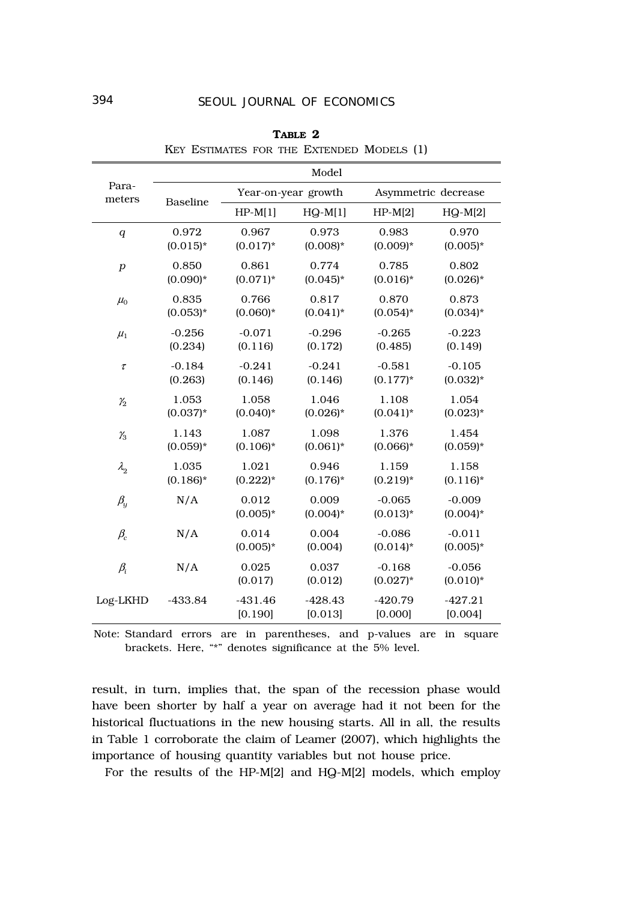**TABLE 2**
KEY ESTIMATES FOR THE EXTENDED MODELS (1)

| Parameters | Model | | | | |
|---|---|---|---|---|---|
| | Baseline | Year-on-year growth | | Asymmetric decrease | |
| | | HP-M[1] | HQ-M[1] | HP-M[2] | HQ-M[2] |
| $q$ | 0.972 (0.015)* | 0.967 (0.017)* | 0.973 (0.008)* | 0.983 (0.009)* | 0.970 (0.005)* |
| $p$ | 0.850 (0.090)* | 0.861 (0.071)* | 0.774 (0.045)* | 0.785 (0.016)* | 0.802 (0.026)* |
| $\mu_0$ | 0.835 (0.053)* | 0.766 (0.060)* | 0.817 (0.041)* | 0.870 (0.054)* | 0.873 (0.034)* |
| $\mu_1$ | -0.256 (0.234) | -0.071 (0.116) | -0.296 (0.172) | -0.265 (0.485) | -0.223 (0.149) |
| $\tau$ | -0.184 (0.263) | -0.241 (0.146) | -0.241 (0.146) | -0.581 (0.177)* | -0.105 (0.032)* |
| $\gamma_2$ | 1.053 (0.037)* | 1.058 (0.040)* | 1.046 (0.026)* | 1.108 (0.041)* | 1.054 (0.023)* |
| $\gamma_3$ | 1.143 (0.059)* | 1.087 (0.106)* | 1.098 (0.061)* | 1.376 (0.066)* | 1.454 (0.059)* |
| $\lambda_2$ | 1.035 (0.186)* | 1.021 (0.222)* | 0.946 (0.176)* | 1.159 (0.219)* | 1.158 (0.116)* |
| $\beta_y$ | N/A | 0.012 (0.005)* | 0.009 (0.004)* | -0.065 (0.013)* | -0.009 (0.004)* |
| $\beta_c$ | N/A | 0.014 (0.005)* | 0.004 (0.004) | -0.086 (0.014)* | -0.011 (0.005)* |
| $\beta_i$ | N/A | 0.025 (0.017) | 0.037 (0.012) | -0.168 (0.027)* | -0.056 (0.010)* |
| Log-LKHD | -433.84 | -431.46 [0.190] | -428.43 [0.013] | -420.79 [0.000] | -427.21 [0.004] |

Note: Standard errors are in parentheses, and p-values are in square brackets. Here, "*" denotes significance at the 5% level.

result, in turn, implies that, the span of the recession phase would have been shorter by half a year on average had it not been for the historical fluctuations in the new housing starts. All in all, the results in Table 1 corroborate the claim of Leamer (2007), which highlights the importance of housing quantity variables but not house price.

For the results of the HP-M[2] and HQ-M[2] models, which employ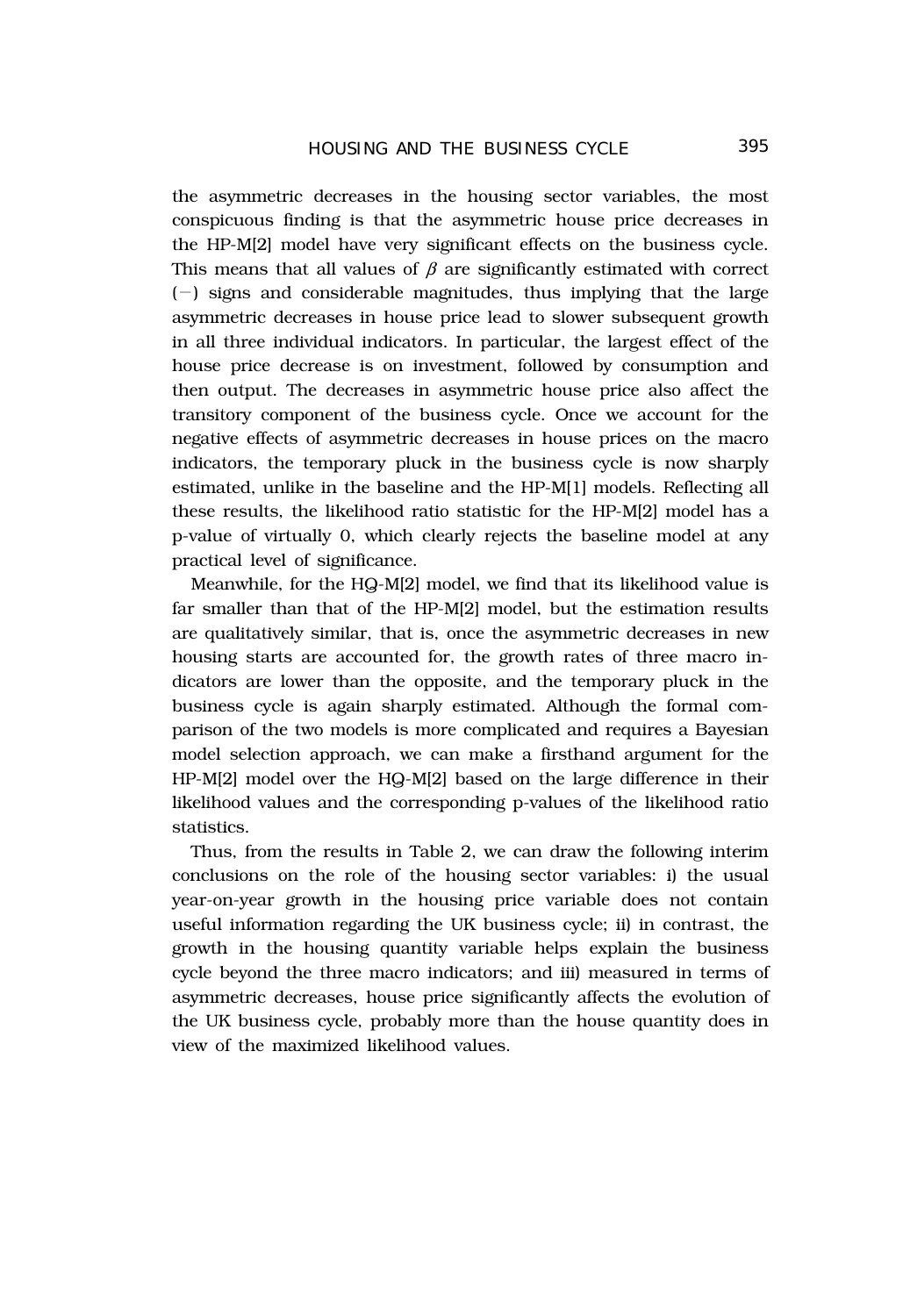the asymmetric decreases in the housing sector variables, the most conspicuous finding is that the asymmetric house price decreases in the HP-M[2] model have very significant effects on the business cycle. This means that all values of $\beta$ are significantly estimated with correct $(-)$ signs and considerable magnitudes, thus implying that the large asymmetric decreases in house price lead to slower subsequent growth in all three individual indicators. In particular, the largest effect of the house price decrease is on investment, followed by consumption and then output. The decreases in asymmetric house price also affect the transitory component of the business cycle. Once we account for the negative effects of asymmetric decreases in house prices on the macro indicators, the temporary pluck in the business cycle is now sharply estimated, unlike in the baseline and the HP-M[1] models. Reflecting all these results, the likelihood ratio statistic for the HP-M[2] model has a p-value of virtually 0, which clearly rejects the baseline model at any practical level of significance.

Meanwhile, for the HQ-M[2] model, we find that its likelihood value is far smaller than that of the HP-M[2] model, but the estimation results are qualitatively similar, that is, once the asymmetric decreases in new housing starts are accounted for, the growth rates of three macro indicators are lower than the opposite, and the temporary pluck in the business cycle is again sharply estimated. Although the formal comparison of the two models is more complicated and requires a Bayesian model selection approach, we can make a firsthand argument for the HP-M[2] model over the HQ-M[2] based on the large difference in their likelihood values and the corresponding p-values of the likelihood ratio statistics.

Thus, from the results in Table 2, we can draw the following interim conclusions on the role of the housing sector variables: i) the usual year-on-year growth in the housing price variable does not contain useful information regarding the UK business cycle; ii) in contrast, the growth in the housing quantity variable helps explain the business cycle beyond the three macro indicators; and iii) measured in terms of asymmetric decreases, house price significantly affects the evolution of the UK business cycle, probably more than the house quantity does in view of the maximized likelihood values.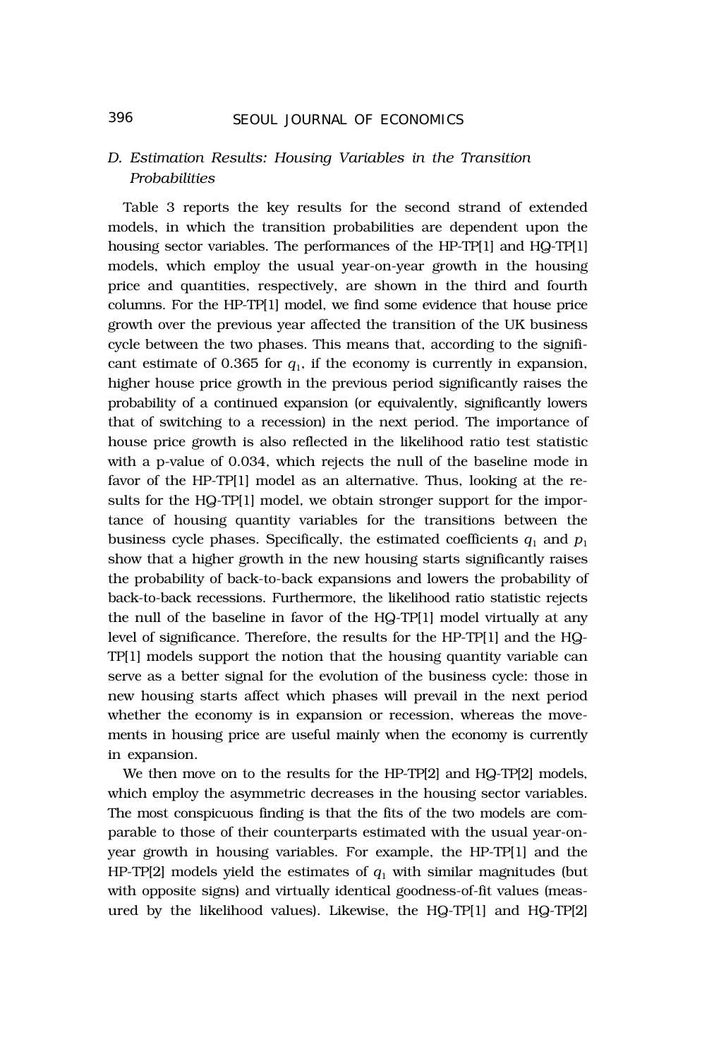### D. Estimation Results: Housing Variables in the Transition Probabilities

Table 3 reports the key results for the second strand of extended models, in which the transition probabilities are dependent upon the housing sector variables. The performances of the HP-TP[1] and HQ-TP[1] models, which employ the usual year-on-year growth in the housing price and quantities, respectively, are shown in the third and fourth columns. For the HP-TP[1] model, we find some evidence that house price growth over the previous year affected the transition of the UK business cycle between the two phases. This means that, according to the significant estimate of 0.365 for $q_1$, if the economy is currently in expansion, higher house price growth in the previous period significantly raises the probability of a continued expansion (or equivalently, significantly lowers that of switching to a recession) in the next period. The importance of house price growth is also reflected in the likelihood ratio test statistic with a p-value of 0.034, which rejects the null of the baseline mode in favor of the HP-TP[1] model as an alternative. Thus, looking at the results for the HQ-TP[1] model, we obtain stronger support for the importance of housing quantity variables for the transitions between the business cycle phases. Specifically, the estimated coefficients $q_1$ and $p_1$ show that a higher growth in the new housing starts significantly raises the probability of back-to-back expansions and lowers the probability of back-to-back recessions. Furthermore, the likelihood ratio statistic rejects the null of the baseline in favor of the HQ-TP[1] model virtually at any level of significance. Therefore, the results for the HP-TP[1] and the HQ-TP[1] models support the notion that the housing quantity variable can serve as a better signal for the evolution of the business cycle: those in new housing starts affect which phases will prevail in the next period whether the economy is in expansion or recession, whereas the movements in housing price are useful mainly when the economy is currently in expansion.

We then move on to the results for the HP-TP[2] and HQ-TP[2] models, which employ the asymmetric decreases in the housing sector variables. The most conspicuous finding is that the fits of the two models are comparable to those of their counterparts estimated with the usual year-on-year growth in housing variables. For example, the HP-TP[1] and the HP-TP[2] models yield the estimates of $q_1$ with similar magnitudes (but with opposite signs) and virtually identical goodness-of-fit values (measured by the likelihood values). Likewise, the HQ-TP[1] and HQ-TP[2]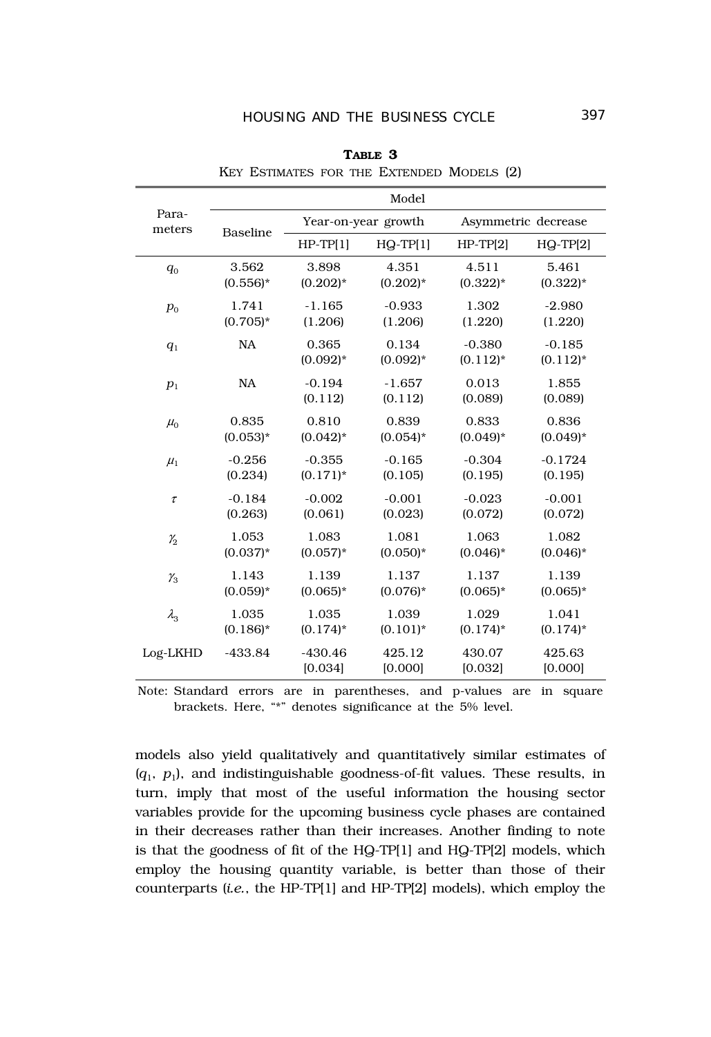**TABLE 3**

KEY ESTIMATES FOR THE EXTENDED MODELS (2)

| Parameters | Model | | | | |
|---|---|---|---|---|---|
| | Baseline | Year-on-year growth | | Asymmetric decrease | |
| | | HP-TP[1] | HQ-TP[1] | HP-TP[2] | HQ-TP[2] |
| $q_0$ | 3.562<br>(0.556)* | 3.898<br>(0.202)* | 4.351<br>(0.202)* | 4.511<br>(0.322)* | 5.461<br>(0.322)* |
| $p_0$ | 1.741<br>(0.705)* | -1.165<br>(1.206) | -0.933<br>(1.206) | 1.302<br>(1.220) | -2.980<br>(1.220) |
| $q_1$ | NA | 0.365<br>(0.092)* | 0.134<br>(0.092)* | -0.380<br>(0.112)* | -0.185<br>(0.112)* |
| $p_1$ | NA | -0.194<br>(0.112) | -1.657<br>(0.112) | 0.013<br>(0.089) | 1.855<br>(0.089) |
| $\mu_0$ | 0.835<br>(0.053)* | 0.810<br>(0.042)* | 0.839<br>(0.054)* | 0.833<br>(0.049)* | 0.836<br>(0.049)* |
| $\mu_1$ | -0.256<br>(0.234) | -0.355<br>(0.171)* | -0.165<br>(0.105) | -0.304<br>(0.195) | -0.1724<br>(0.195) |
| $\tau$ | -0.184<br>(0.263) | -0.002<br>(0.061) | -0.001<br>(0.023) | -0.023<br>(0.072) | -0.001<br>(0.072) |
| $\gamma_2$ | 1.053<br>(0.037)* | 1.083<br>(0.057)* | 1.081<br>(0.050)* | 1.063<br>(0.046)* | 1.082<br>(0.046)* |
| $\gamma_3$ | 1.143<br>(0.059)* | 1.139<br>(0.065)* | 1.137<br>(0.076)* | 1.137<br>(0.065)* | 1.139<br>(0.065)* |
| $\lambda_3$ | 1.035<br>(0.186)* | 1.035<br>(0.174)* | 1.039<br>(0.101)* | 1.029<br>(0.174)* | 1.041<br>(0.174)* |
| Log-LKHD | -433.84 | -430.46<br>[0.034] | 425.12<br>[0.000] | 430.07<br>[0.032] | 425.63<br>[0.000] |

Note: Standard errors are in parentheses, and p-values are in square brackets. Here, "*" denotes significance at the 5% level.

models also yield qualitatively and quantitatively similar estimates of ($q_1$, $p_1$), and indistinguishable goodness-of-fit values. These results, in turn, imply that most of the useful information the housing sector variables provide for the upcoming business cycle phases are contained in their decreases rather than their increases. Another finding to note is that the goodness of fit of the HQ-TP[1] and HQ-TP[2] models, which employ the housing quantity variable, is better than those of their counterparts (*i.e.*, the HP-TP[1] and HP-TP[2] models), which employ the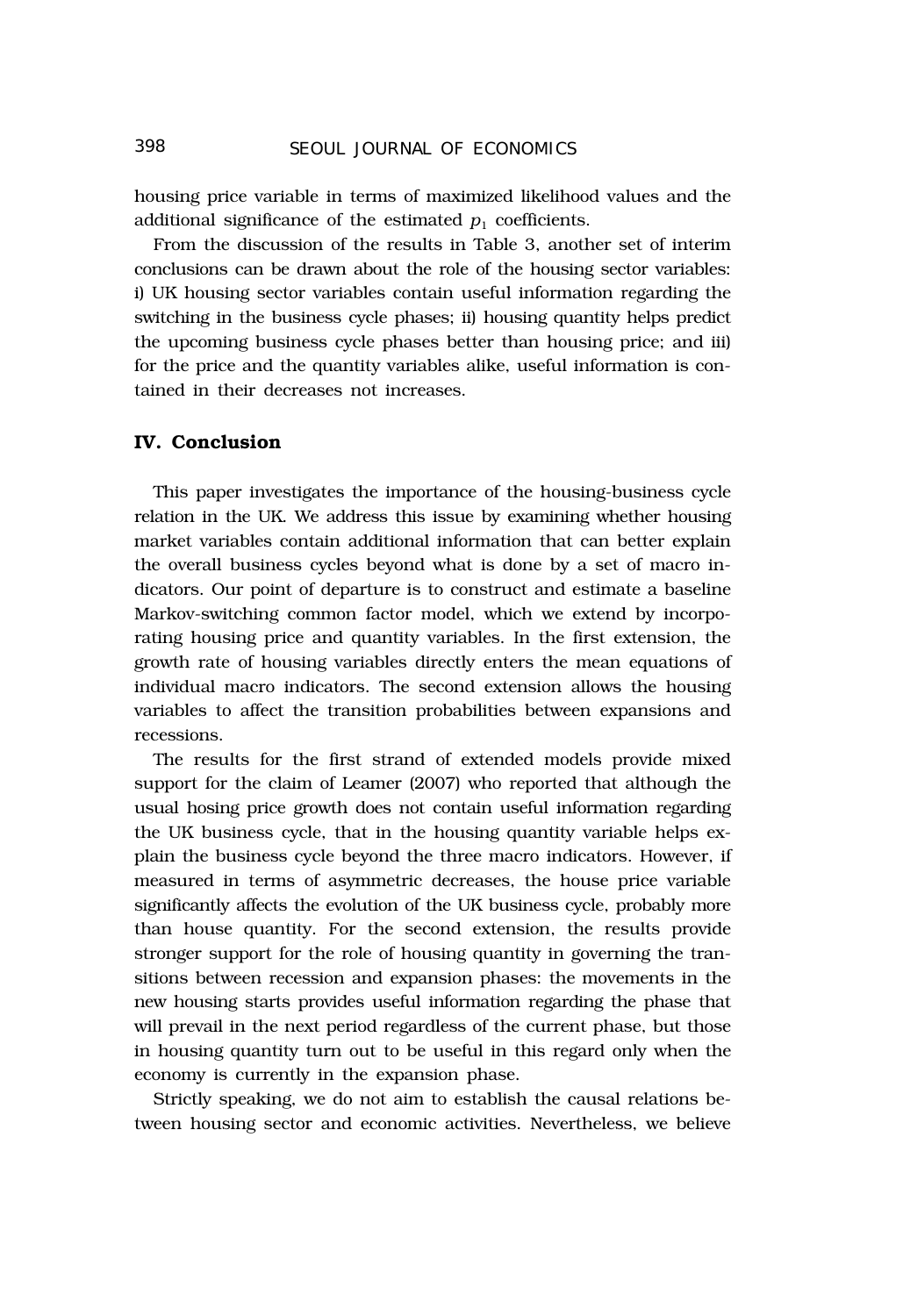housing price variable in terms of maximized likelihood values and the additional significance of the estimated $p_1$ coefficients.

From the discussion of the results in Table 3, another set of interim conclusions can be drawn about the role of the housing sector variables: i) UK housing sector variables contain useful information regarding the switching in the business cycle phases; ii) housing quantity helps predict the upcoming business cycle phases better than housing price; and iii) for the price and the quantity variables alike, useful information is contained in their decreases not increases.

## IV. Conclusion

This paper investigates the importance of the housing-business cycle relation in the UK. We address this issue by examining whether housing market variables contain additional information that can better explain the overall business cycles beyond what is done by a set of macro indicators. Our point of departure is to construct and estimate a baseline Markov-switching common factor model, which we extend by incorporating housing price and quantity variables. In the first extension, the growth rate of housing variables directly enters the mean equations of individual macro indicators. The second extension allows the housing variables to affect the transition probabilities between expansions and recessions.

The results for the first strand of extended models provide mixed support for the claim of Leamer (2007) who reported that although the usual hosing price growth does not contain useful information regarding the UK business cycle, that in the housing quantity variable helps explain the business cycle beyond the three macro indicators. However, if measured in terms of asymmetric decreases, the house price variable significantly affects the evolution of the UK business cycle, probably more than house quantity. For the second extension, the results provide stronger support for the role of housing quantity in governing the transitions between recession and expansion phases: the movements in the new housing starts provides useful information regarding the phase that will prevail in the next period regardless of the current phase, but those in housing quantity turn out to be useful in this regard only when the economy is currently in the expansion phase.

Strictly speaking, we do not aim to establish the causal relations between housing sector and economic activities. Nevertheless, we believe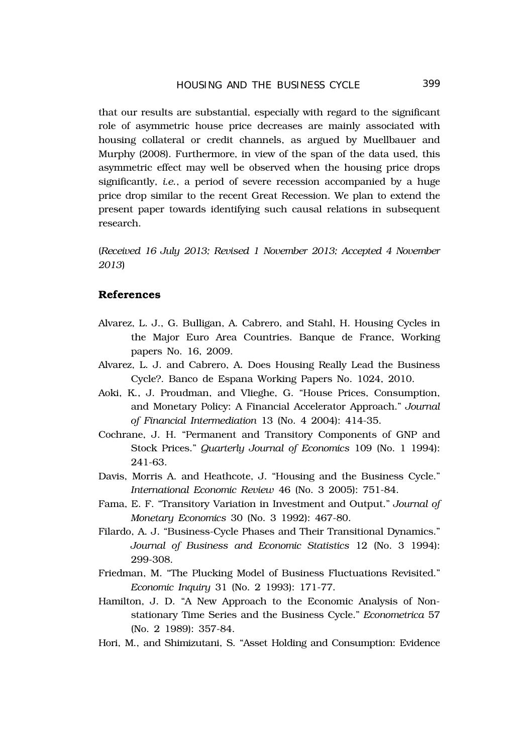that our results are substantial, especially with regard to the significant role of asymmetric house price decreases are mainly associated with housing collateral or credit channels, as argued by Muellbauer and Murphy (2008). Furthermore, in view of the span of the data used, this asymmetric effect may well be observed when the housing price drops significantly, *i.e.*, a period of severe recession accompanied by a huge price drop similar to the recent Great Recession. We plan to extend the present paper towards identifying such causal relations in subsequent research.

(*Received 16 July 2013; Revised 1 November 2013; Accepted 4 November 2013*)

## References

Alvarez, L. J., G. Bulligan, A. Cabrero, and Stahl, H. Housing Cycles in the Major Euro Area Countries. Banque de France, Working papers No. 16, 2009.

Alvarez, L. J. and Cabrero, A. Does Housing Really Lead the Business Cycle?. Banco de Espana Working Papers No. 1024, 2010.

Aoki, K., J. Proudman, and Vlieghe, G. "House Prices, Consumption, and Monetary Policy: A Financial Accelerator Approach." *Journal of Financial Intermediation* 13 (No. 4 2004): 414-35.

Cochrane, J. H. "Permanent and Transitory Components of GNP and Stock Prices." *Quarterly Journal of Economics* 109 (No. 1 1994): 241-63.

Davis, Morris A. and Heathcote, J. "Housing and the Business Cycle." *International Economic Review* 46 (No. 3 2005): 751-84.

Fama, E. F. "Transitory Variation in Investment and Output." *Journal of Monetary Economics* 30 (No. 3 1992): 467-80.

Filardo, A. J. "Business-Cycle Phases and Their Transitional Dynamics." *Journal of Business and Economic Statistics* 12 (No. 3 1994): 299-308.

Friedman, M. "The Plucking Model of Business Fluctuations Revisited." *Economic Inquiry* 31 (No. 2 1993): 171-77.

Hamilton, J. D. "A New Approach to the Economic Analysis of Non-stationary Time Series and the Business Cycle." *Econometrica* 57 (No. 2 1989): 357-84.

Hori, M., and Shimizutani, S. "Asset Holding and Consumption: Evidence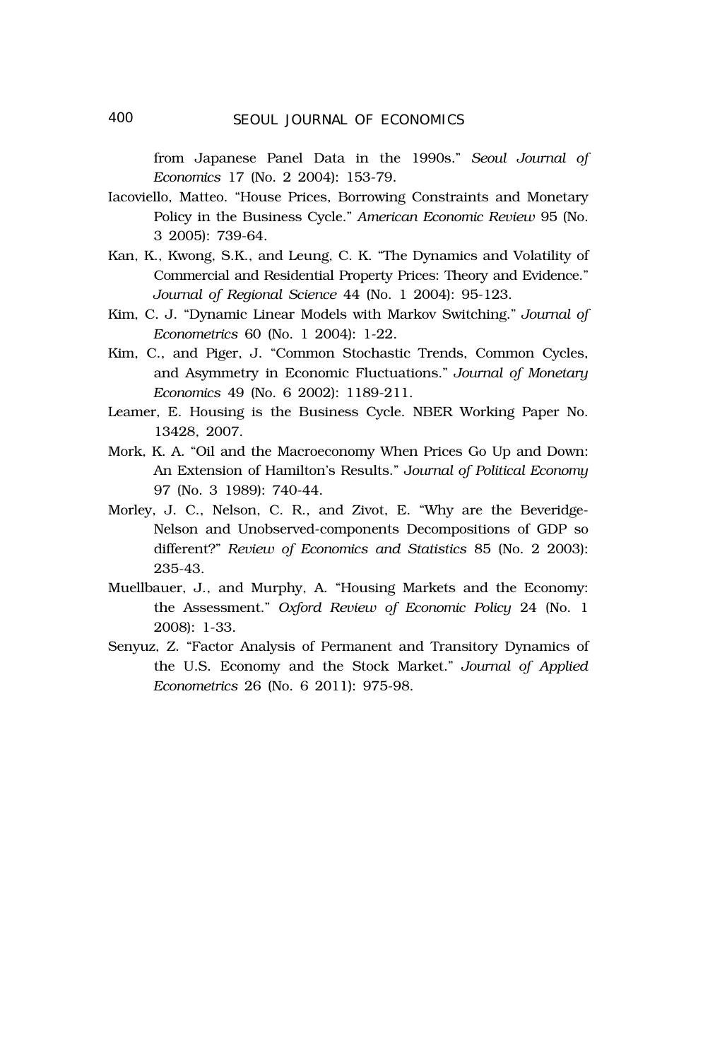from Japanese Panel Data in the 1990s." *Seoul Journal of Economics* 17 (No. 2 2004): 153-79.

Iacoviello, Matteo. "House Prices, Borrowing Constraints and Monetary Policy in the Business Cycle." *American Economic Review* 95 (No. 3 2005): 739-64.

Kan, K., Kwong, S.K., and Leung, C. K. "The Dynamics and Volatility of Commercial and Residential Property Prices: Theory and Evidence." *Journal of Regional Science* 44 (No. 1 2004): 95-123.

Kim, C. J. "Dynamic Linear Models with Markov Switching." *Journal of Econometrics* 60 (No. 1 2004): 1-22.

Kim, C., and Piger, J. "Common Stochastic Trends, Common Cycles, and Asymmetry in Economic Fluctuations." *Journal of Monetary Economics* 49 (No. 6 2002): 1189-211.

Leamer, E. Housing is the Business Cycle. NBER Working Paper No. 13428, 2007.

Mork, K. A. "Oil and the Macroeconomy When Prices Go Up and Down: An Extension of Hamilton's Results." *Journal of Political Economy* 97 (No. 3 1989): 740-44.

Morley, J. C., Nelson, C. R., and Zivot, E. "Why are the Beveridge-Nelson and Unobserved-components Decompositions of GDP so different?" *Review of Economics and Statistics* 85 (No. 2 2003): 235-43.

Muellbauer, J., and Murphy, A. "Housing Markets and the Economy: the Assessment." *Oxford Review of Economic Policy* 24 (No. 1 2008): 1-33.

Senyuz, Z. "Factor Analysis of Permanent and Transitory Dynamics of the U.S. Economy and the Stock Market." *Journal of Applied Econometrics* 26 (No. 6 2011): 975-98.